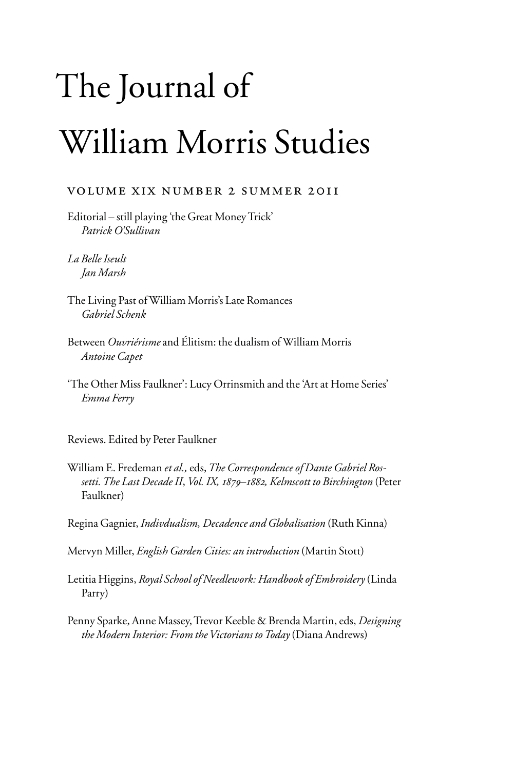# The Journal of William Morris Studies

## VOLUME XIX NUMBER 2 SUMMER 2011

Editorial – still playing 'the Great Money Trick'
*Patrick O'Sullivan*

*La Belle Iseult*
*Jan Marsh*

The Living Past of William Morris's Late Romances
*Gabriel Schenk*

Between *Ouvriérisme* and Élitism: the dualism of William Morris
*Antoine Capet*

'The Other Miss Faulkner': Lucy Orrinsmith and the 'Art at Home Series'
*Emma Ferry*

Reviews. Edited by Peter Faulkner

William E. Fredeman *et al.*, eds, *The Correspondence of Dante Gabriel Rossetti. The Last Decade II*, *Vol. IX, 1879–1882, Kelmscott to Birchington* (Peter Faulkner)

Regina Gagnier, *Indivdualism, Decadence and Globalisation* (Ruth Kinna)

Mervyn Miller, *English Garden Cities: an introduction* (Martin Stott)

Letitia Higgins, *Royal School of Needlework: Handbook of Embroidery* (Linda Parry)

Penny Sparke, Anne Massey, Trevor Keeble & Brenda Martin, eds, *Designing the Modern Interior: From the Victorians to Today* (Diana Andrews)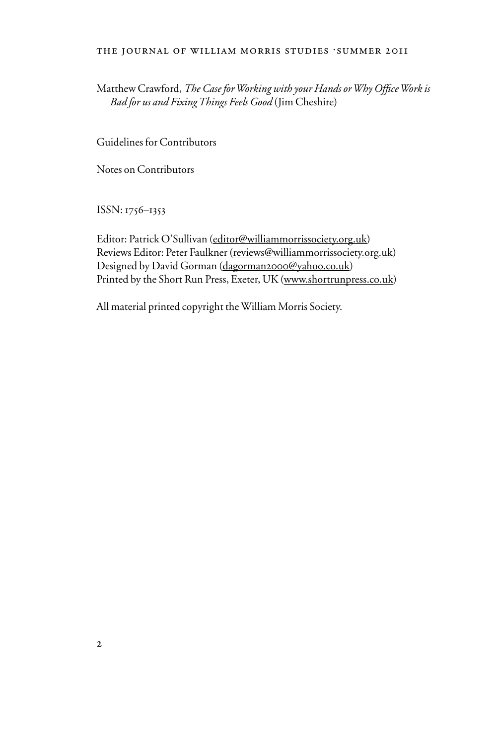Matthew Crawford, *The Case for Working with your Hands or Why Office Work is Bad for us and Fixing Things Feels Good* (Jim Cheshire)

Guidelines for Contributors

Notes on Contributors

ISSN: 1756–1353

Editor: Patrick O'Sullivan (editor@williammorrissociety.org.uk)
Reviews Editor: Peter Faulkner (reviews@williammorrissociety.org.uk)
Designed by David Gorman (dagorman2000@yahoo.co.uk)
Printed by the Short Run Press, Exeter, UK (www.shortrunpress.co.uk)

All material printed copyright the William Morris Society.